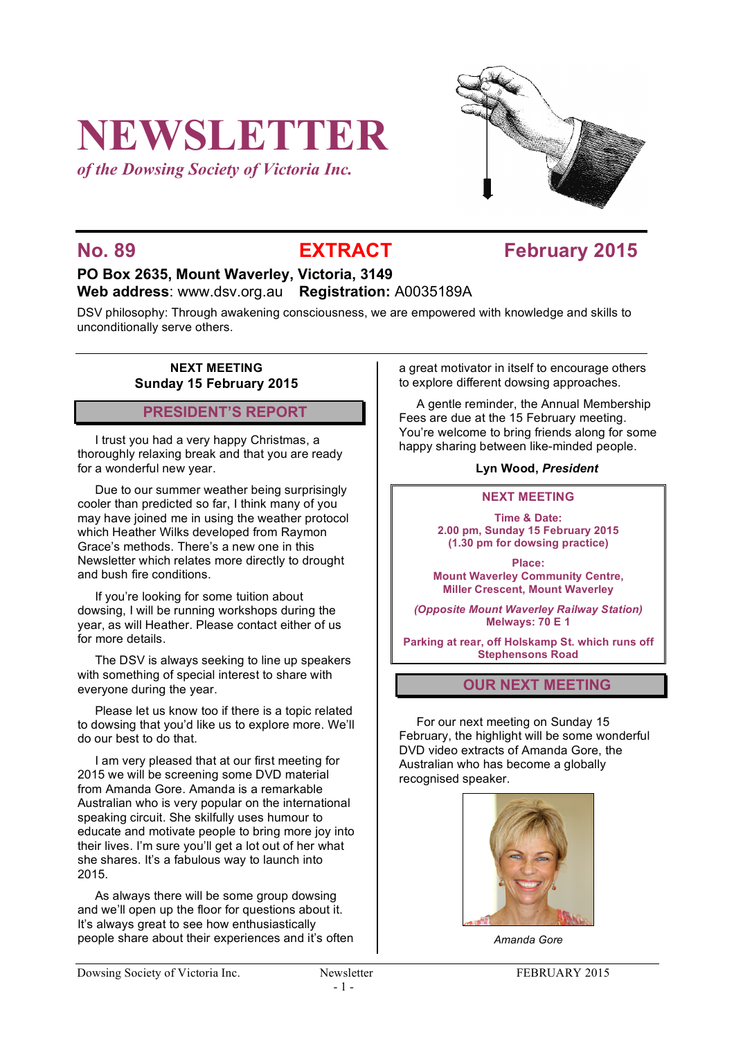# NEWSLETTER

*of the Dowsing Society of Victoria Inc.*

## No. 89 EXTRACT February 2015

**PO Box 2635, Mount Waverley, Victoria, 3149**
**Web address**: www.dsv.org.au **Registration:** A0035189A

DSV philosophy: Through awakening consciousness, we are empowered with knowledge and skills to unconditionally serve others.

**NEXT MEETING**
**Sunday 15 February 2015**

## PRESIDENT'S REPORT

I trust you had a very happy Christmas, a thoroughly relaxing break and that you are ready for a wonderful new year.

Due to our summer weather being surprisingly cooler than predicted so far, I think many of you may have joined me in using the weather protocol which Heather Wilks developed from Raymon Grace's methods. There's a new one in this Newsletter which relates more directly to drought and bush fire conditions.

If you're looking for some tuition about dowsing, I will be running workshops during the year, as will Heather. Please contact either of us for more details.

The DSV is always seeking to line up speakers with something of special interest to share with everyone during the year.

Please let us know too if there is a topic related to dowsing that you'd like us to explore more. We'll do our best to do that.

I am very pleased that at our first meeting for 2015 we will be screening some DVD material from Amanda Gore. Amanda is a remarkable Australian who is very popular on the international speaking circuit. She skilfully uses humour to educate and motivate people to bring more joy into their lives. I'm sure you'll get a lot out of her what she shares. It's a fabulous way to launch into 2015.

As always there will be some group dowsing and we'll open up the floor for questions about it. It's always great to see how enthusiastically people share about their experiences and it's often a great motivator in itself to encourage others to explore different dowsing approaches.

A gentle reminder, the Annual Membership Fees are due at the 15 February meeting. You're welcome to bring friends along for some happy sharing between like-minded people.

**Lyn Wood, *President***

**NEXT MEETING**

**Time & Date:**
**2.00 pm, Sunday 15 February 2015**
**(1.30 pm for dowsing practice)**

**Place:**
**Mount Waverley Community Centre,**
**Miller Crescent, Mount Waverley**

***(Opposite Mount Waverley Railway Station)***
**Melways: 70 E 1**

**Parking at rear, off Holskamp St. which runs off Stephensons Road**

## OUR NEXT MEETING

For our next meeting on Sunday 15 February, the highlight will be some wonderful DVD video extracts of Amanda Gore, the Australian who has become a globally recognised speaker.

*Amanda Gore*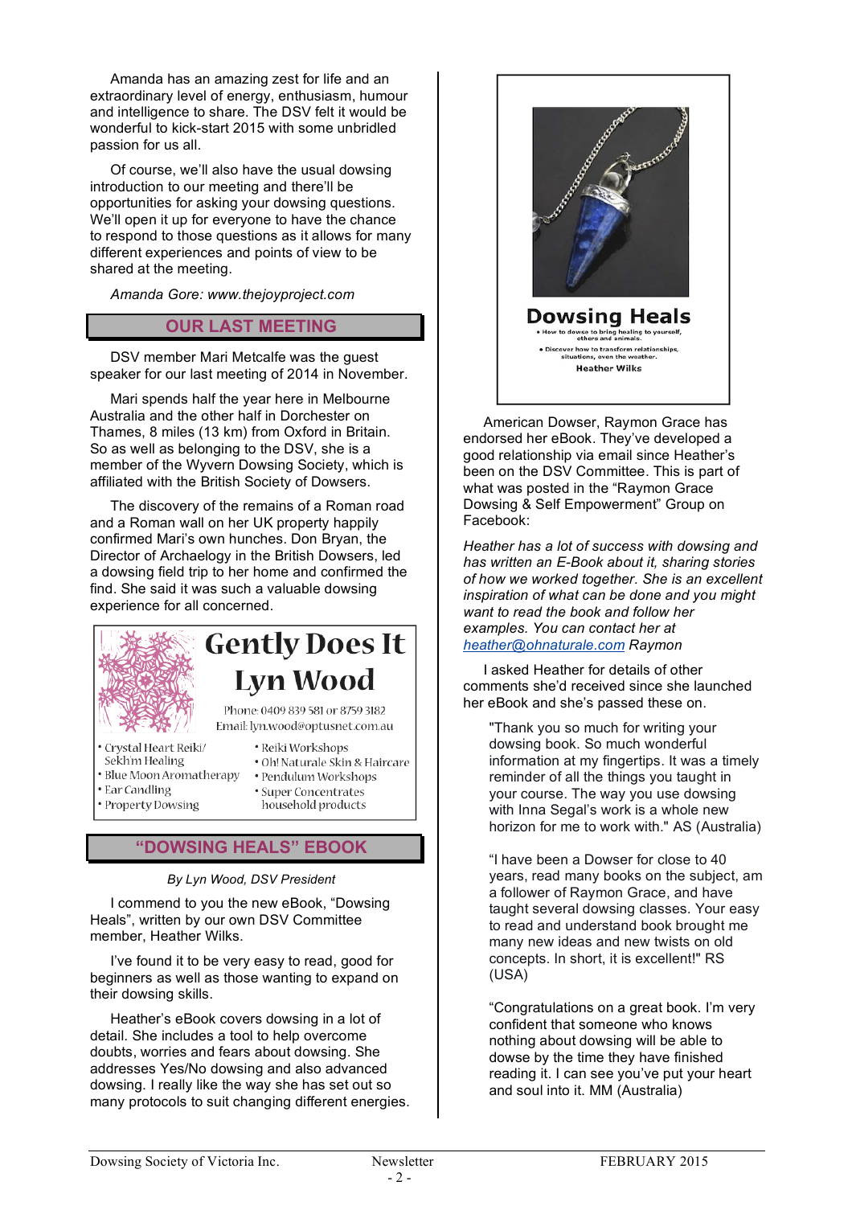Amanda has an amazing zest for life and an extraordinary level of energy, enthusiasm, humour and intelligence to share. The DSV felt it would be wonderful to kick-start 2015 with some unbridled passion for us all.

Of course, we'll also have the usual dowsing introduction to our meeting and there'll be opportunities for asking your dowsing questions. We'll open it up for everyone to have the chance to respond to those questions as it allows for many different experiences and points of view to be shared at the meeting.

*Amanda Gore: www.thejoyproject.com*

## OUR LAST MEETING

DSV member Mari Metcalfe was the guest speaker for our last meeting of 2014 in November.

Mari spends half the year here in Melbourne Australia and the other half in Dorchester on Thames, 8 miles (13 km) from Oxford in Britain. So as well as belonging to the DSV, she is a member of the Wyvern Dowsing Society, which is affiliated with the British Society of Dowsers.

The discovery of the remains of a Roman road and a Roman wall on her UK property happily confirmed Mari's own hunches. Don Bryan, the Director of Archaelogy in the British Dowsers, led a dowsing field trip to her home and confirmed the find. She said it was such a valuable dowsing experience for all concerned.

**Gently Does It**
**Lyn Wood**

Phone: 0409 839 581 or 8759 3182
Email: lyn.wood@optusnet.com.au

- Crystal Heart Reiki/ Sekh'm Healing
- Blue Moon Aromatherapy
- Ear Candling
- Property Dowsing
- Reiki Workshops
- Oh! Naturale Skin & Haircare
- Pendulum Workshops
- Super Concentrates household products

## "DOWSING HEALS" EBOOK

*By Lyn Wood, DSV President*

I commend to you the new eBook, "Dowsing Heals", written by our own DSV Committee member, Heather Wilks.

I've found it to be very easy to read, good for beginners as well as those wanting to expand on their dowsing skills.

Heather's eBook covers dowsing in a lot of detail. She includes a tool to help overcome doubts, worries and fears about dowsing. She addresses Yes/No dowsing and also advanced dowsing. I really like the way she has set out so many protocols to suit changing different energies.

**Dowsing Heals**

- How to dowse to bring healing to yourself, others and animals.
- Discover how to transform relationships, situations, even the weather.

Heather Wilks

American Dowser, Raymon Grace has endorsed her eBook. They've developed a good relationship via email since Heather's been on the DSV Committee. This is part of what was posted in the "Raymon Grace Dowsing & Self Empowerment" Group on Facebook:

*Heather has a lot of success with dowsing and has written an E-Book about it, sharing stories of how we worked together. She is an excellent inspiration of what can be done and you might want to read the book and follow her examples. You can contact her at heather@ohnaturale.com Raymon*

I asked Heather for details of other comments she'd received since she launched her eBook and she's passed these on.

> "Thank you so much for writing your dowsing book. So much wonderful information at my fingertips. It was a timely reminder of all the things you taught in your course. The way you use dowsing with Inna Segal's work is a whole new horizon for me to work with." AS (Australia)
>
> "I have been a Dowser for close to 40 years, read many books on the subject, am a follower of Raymon Grace, and have taught several dowsing classes. Your easy to read and understand book brought me many new ideas and new twists on old concepts. In short, it is excellent!" RS (USA)
>
> "Congratulations on a great book. I'm very confident that someone who knows nothing about dowsing will be able to dowse by the time they have finished reading it. I can see you've put your heart and soul into it. MM (Australia)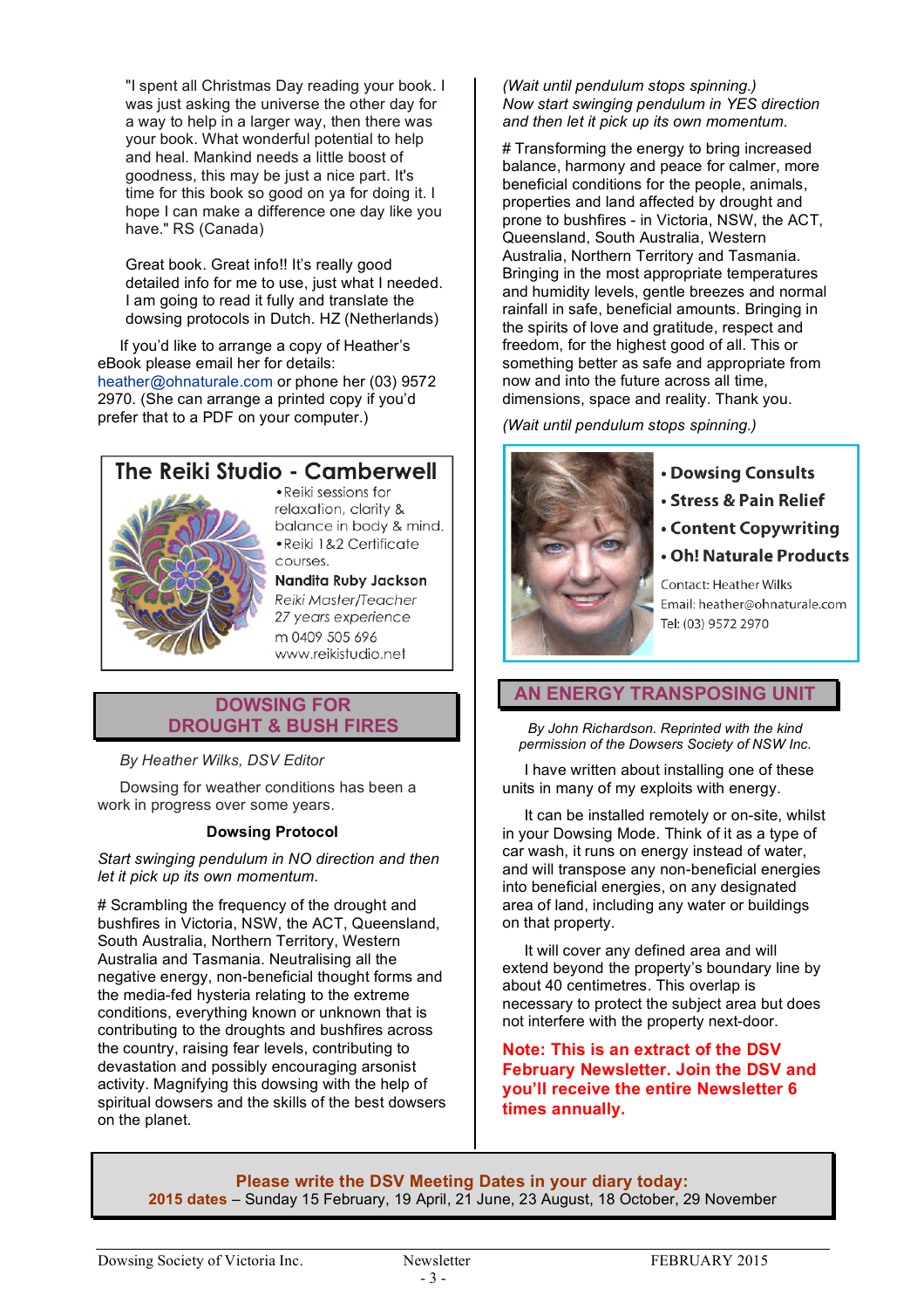"I spent all Christmas Day reading your book. I was just asking the universe the other day for a way to help in a larger way, then there was your book. What wonderful potential to help and heal. Mankind needs a little boost of goodness, this may be just a nice part. It's time for this book so good on ya for doing it. I hope I can make a difference one day like you have." RS (Canada)

Great book. Great info!! It's really good detailed info for me to use, just what I needed. I am going to read it fully and translate the dowsing protocols in Dutch. HZ (Netherlands)

If you'd like to arrange a copy of Heather's eBook please email her for details: heather@ohnaturale.com or phone her (03) 9572 2970. (She can arrange a printed copy if you'd prefer that to a PDF on your computer.)

**The Reiki Studio - Camberwell**

- Reiki sessions for relaxation, clarity & balance in body & mind.
- Reiki 1&2 Certificate courses.

**Nandita Ruby Jackson**
*Reiki Master/Teacher*
*27 years experience*
m 0409 505 696
www.reikistudio.net

## DOWSING FOR DROUGHT & BUSH FIRES

*By Heather Wilks, DSV Editor*

Dowsing for weather conditions has been a work in progress over some years.

**Dowsing Protocol**

*Start swinging pendulum in NO direction and then let it pick up its own momentum.*

# Scrambling the frequency of the drought and bushfires in Victoria, NSW, the ACT, Queensland, South Australia, Northern Territory, Western Australia and Tasmania. Neutralising all the negative energy, non-beneficial thought forms and the media-fed hysteria relating to the extreme conditions, everything known or unknown that is contributing to the droughts and bushfires across the country, raising fear levels, contributing to devastation and possibly encouraging arsonist activity. Magnifying this dowsing with the help of spiritual dowsers and the skills of the best dowsers on the planet.

*(Wait until pendulum stops spinning.)*
*Now start swinging pendulum in YES direction and then let it pick up its own momentum.*

# Transforming the energy to bring increased balance, harmony and peace for calmer, more beneficial conditions for the people, animals, properties and land affected by drought and prone to bushfires - in Victoria, NSW, the ACT, Queensland, South Australia, Western Australia, Northern Territory and Tasmania. Bringing in the most appropriate temperatures and humidity levels, gentle breezes and normal rainfall in safe, beneficial amounts. Bringing in the spirits of love and gratitude, respect and freedom, for the highest good of all. This or something better as safe and appropriate from now and into the future across all time, dimensions, space and reality. Thank you.

*(Wait until pendulum stops spinning.)*

- **Dowsing Consults**
- **Stress & Pain Relief**
- **Content Copywriting**
- **Oh! Naturale Products**

Contact: Heather Wilks
Email: heather@ohnaturale.com
Tel: (03) 9572 2970

## AN ENERGY TRANSPOSING UNIT

*By John Richardson. Reprinted with the kind permission of the Dowsers Society of NSW Inc.*

I have written about installing one of these units in many of my exploits with energy.

It can be installed remotely or on-site, whilst in your Dowsing Mode. Think of it as a type of car wash, it runs on energy instead of water, and will transpose any non-beneficial energies into beneficial energies, on any designated area of land, including any water or buildings on that property.

It will cover any defined area and will extend beyond the property's boundary line by about 40 centimetres. This overlap is necessary to protect the subject area but does not interfere with the property next-door.

**Note: This is an extract of the DSV February Newsletter. Join the DSV and you'll receive the entire Newsletter 6 times annually.**

**Please write the DSV Meeting Dates in your diary today:**
**2015 dates** – Sunday 15 February, 19 April, 21 June, 23 August, 18 October, 29 November